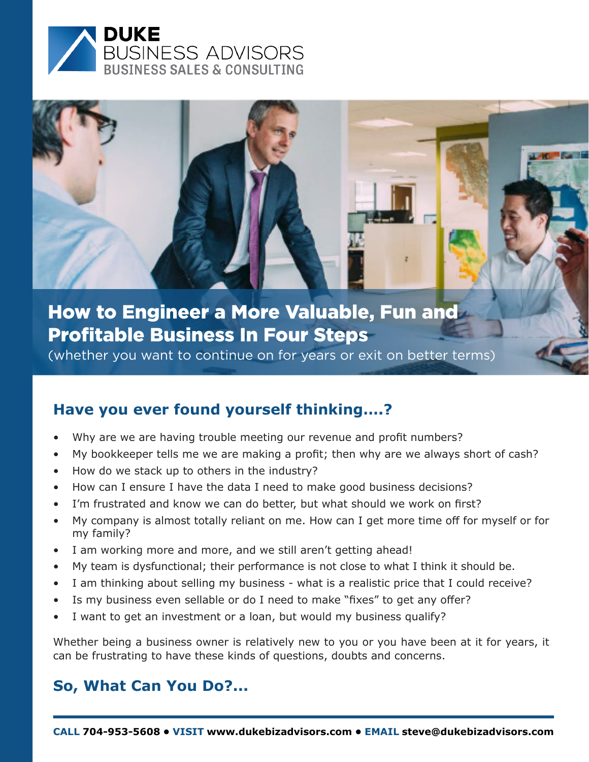**DUKE**
BUSINESS ADVISORS
BUSINESS SALES & CONSULTING

# How to Engineer a More Valuable, Fun and Profitable Business In Four Steps

(whether you want to continue on for years or exit on better terms)

## Have you ever found yourself thinking....?

- Why are we are having trouble meeting our revenue and profit numbers?
- My bookkeeper tells me we are making a profit; then why are we always short of cash?
- How do we stack up to others in the industry?
- How can I ensure I have the data I need to make good business decisions?
- I'm frustrated and know we can do better, but what should we work on first?
- My company is almost totally reliant on me. How can I get more time off for myself or for my family?
- I am working more and more, and we still aren't getting ahead!
- My team is dysfunctional; their performance is not close to what I think it should be.
- I am thinking about selling my business - what is a realistic price that I could receive?
- Is my business even sellable or do I need to make "fixes" to get any offer?
- I want to get an investment or a loan, but would my business qualify?

Whether being a business owner is relatively new to you or you have been at it for years, it can be frustrating to have these kinds of questions, doubts and concerns.

## So, What Can You Do?...

**CALL** 704-953-5608 • **VISIT** www.dukebizadvisors.com • **EMAIL** steve@dukebizadvisors.com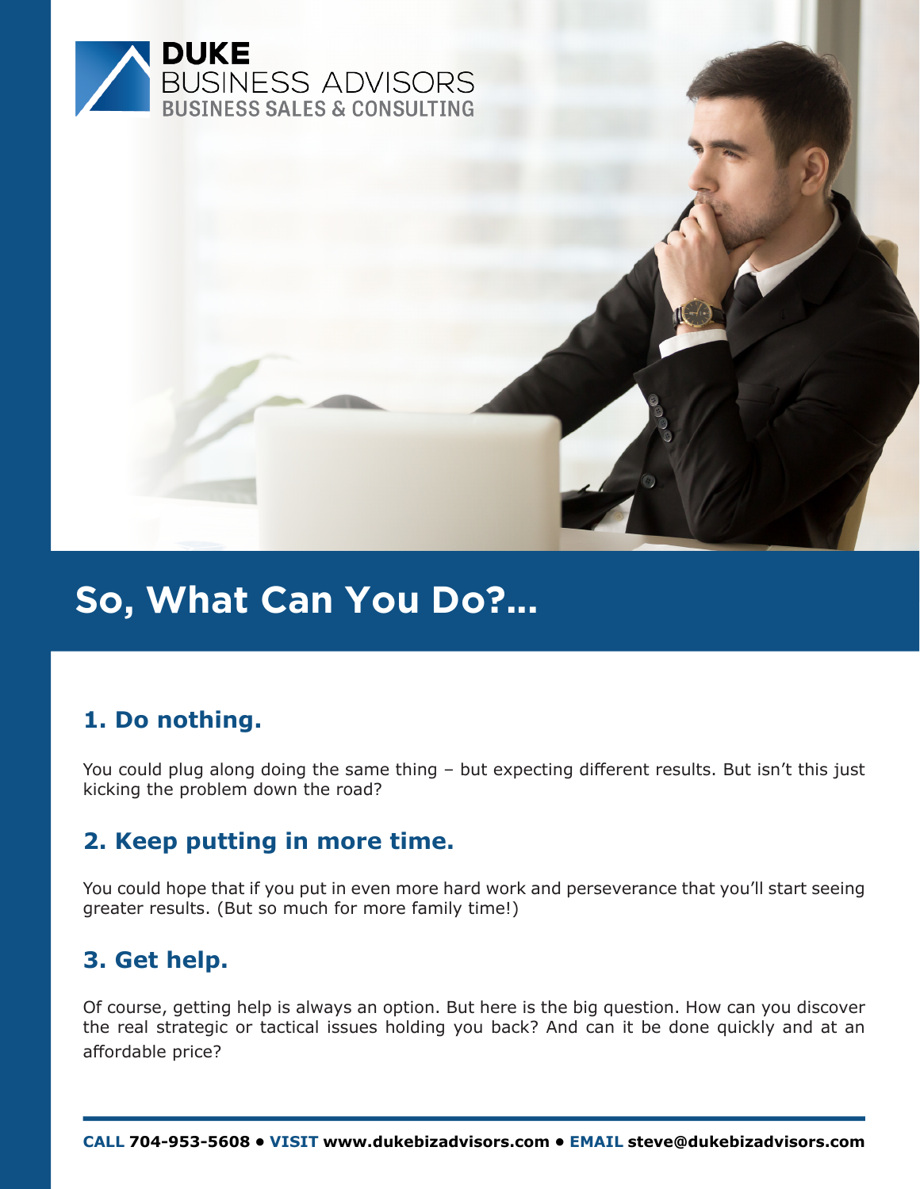# So, What Can You Do?...

## 1. Do nothing.

You could plug along doing the same thing – but expecting different results. But isn't this just kicking the problem down the road?

## 2. Keep putting in more time.

You could hope that if you put in even more hard work and perseverance that you'll start seeing greater results. (But so much for more family time!)

## 3. Get help.

Of course, getting help is always an option. But here is the big question. How can you discover the real strategic or tactical issues holding you back? And can it be done quickly and at an affordable price?

**CALL 704-953-5608 • VISIT www.dukebizadvisors.com • EMAIL steve@dukebizadvisors.com**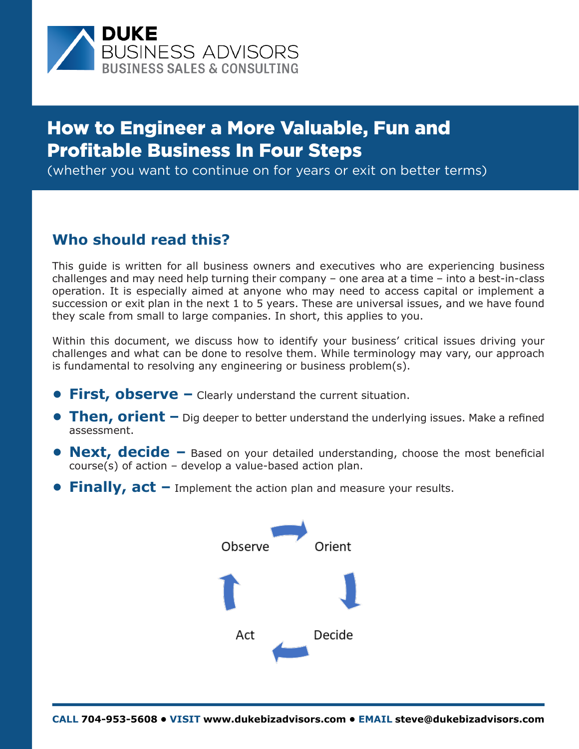# How to Engineer a More Valuable, Fun and Profitable Business In Four Steps

(whether you want to continue on for years or exit on better terms)

## Who should read this?

This guide is written for all business owners and executives who are experiencing business challenges and may need help turning their company – one area at a time – into a best-in-class operation. It is especially aimed at anyone who may need to access capital or implement a succession or exit plan in the next 1 to 5 years. These are universal issues, and we have found they scale from small to large companies. In short, this applies to you.

Within this document, we discuss how to identify your business' critical issues driving your challenges and what can be done to resolve them. While terminology may vary, our approach is fundamental to resolving any engineering or business problem(s).

- **First, observe –** Clearly understand the current situation.
- **Then, orient –** Dig deeper to better understand the underlying issues. Make a refined assessment.
- **Next, decide –** Based on your detailed understanding, choose the most beneficial course(s) of action – develop a value-based action plan.
- **Finally, act –** Implement the action plan and measure your results.

Observe → Orient → Decide → Act → Observe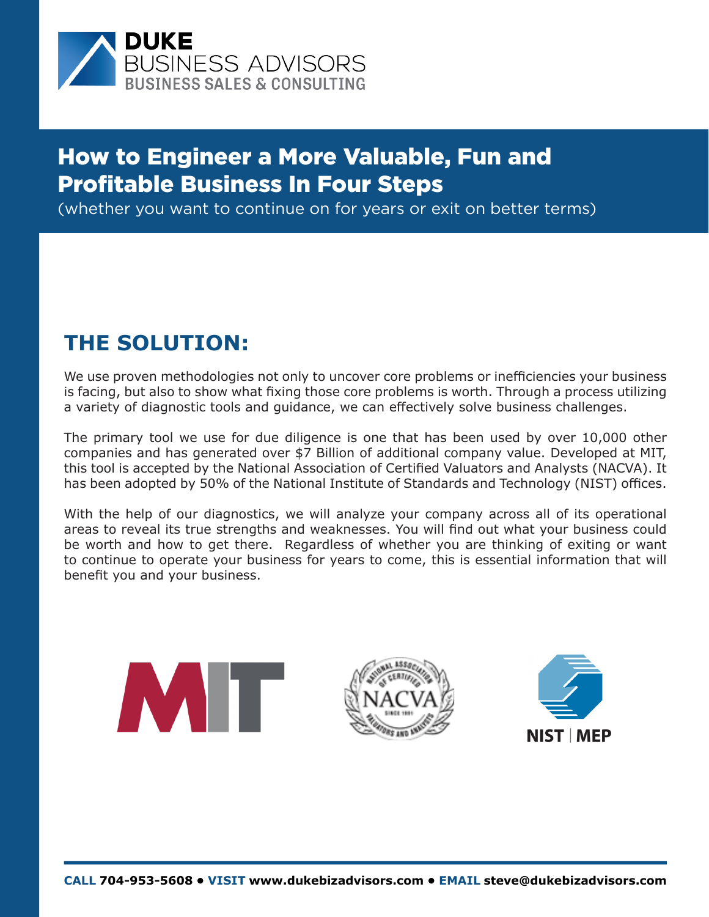DUKE
BUSINESS ADVISORS
BUSINESS SALES & CONSULTING

# How to Engineer a More Valuable, Fun and Profitable Business In Four Steps

(whether you want to continue on for years or exit on better terms)

## THE SOLUTION:

We use proven methodologies not only to uncover core problems or inefficiencies your business is facing, but also to show what fixing those core problems is worth. Through a process utilizing a variety of diagnostic tools and guidance, we can effectively solve business challenges.

The primary tool we use for due diligence is one that has been used by over 10,000 other companies and has generated over $7 Billion of additional company value. Developed at MIT, this tool is accepted by the National Association of Certified Valuators and Analysts (NACVA). It has been adopted by 50% of the National Institute of Standards and Technology (NIST) offices.

With the help of our diagnostics, we will analyze your company across all of its operational areas to reveal its true strengths and weaknesses. You will find out what your business could be worth and how to get there. Regardless of whether you are thinking of exiting or want to continue to operate your business for years to come, this is essential information that will benefit you and your business.

**CALL** 704-953-5608 • **VISIT** www.dukebizadvisors.com • **EMAIL** steve@dukebizadvisors.com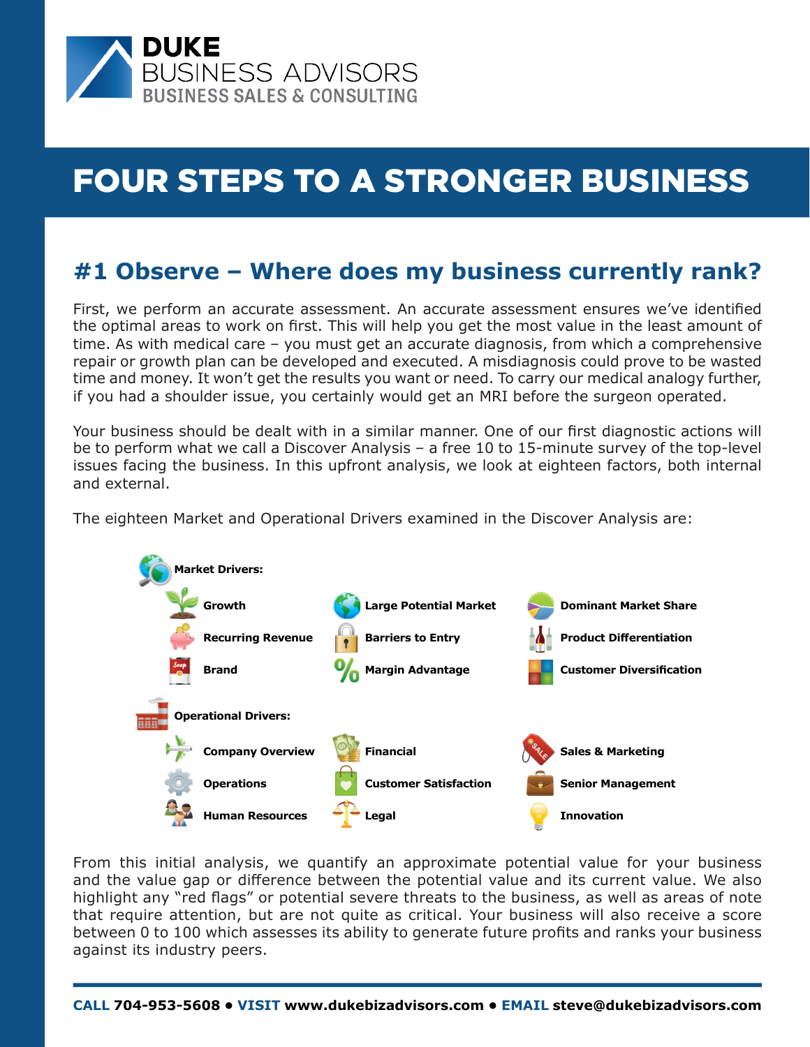DUKE
BUSINESS ADVISORS
BUSINESS SALES & CONSULTING

# FOUR STEPS TO A STRONGER BUSINESS

## #1 Observe – Where does my business currently rank?

First, we perform an accurate assessment. An accurate assessment ensures we've identified the optimal areas to work on first. This will help you get the most value in the least amount of time. As with medical care – you must get an accurate diagnosis, from which a comprehensive repair or growth plan can be developed and executed. A misdiagnosis could prove to be wasted time and money. It won't get the results you want or need. To carry our medical analogy further, if you had a shoulder issue, you certainly would get an MRI before the surgeon operated.

Your business should be dealt with in a similar manner. One of our first diagnostic actions will be to perform what we call a Discover Analysis – a free 10 to 15-minute survey of the top-level issues facing the business. In this upfront analysis, we look at eighteen factors, both internal and external.

The eighteen Market and Operational Drivers examined in the Discover Analysis are:

**Market Drivers:**

- **Growth**
- **Large Potential Market**
- **Dominant Market Share**
- **Recurring Revenue**
- **Barriers to Entry**
- **Product Differentiation**
- **Brand**
- **Margin Advantage**
- **Customer Diversification**

**Operational Drivers:**

- **Company Overview**
- **Financial**
- **Sales & Marketing**
- **Operations**
- **Customer Satisfaction**
- **Senior Management**
- **Human Resources**
- **Legal**
- **Innovation**

From this initial analysis, we quantify an approximate potential value for your business and the value gap or difference between the potential value and its current value. We also highlight any "red flags" or potential severe threats to the business, as well as areas of note that require attention, but are not quite as critical. Your business will also receive a score between 0 to 100 which assesses its ability to generate future profits and ranks your business against its industry peers.

**CALL 704-953-5608 • VISIT www.dukebizadvisors.com • EMAIL steve@dukebizadvisors.com**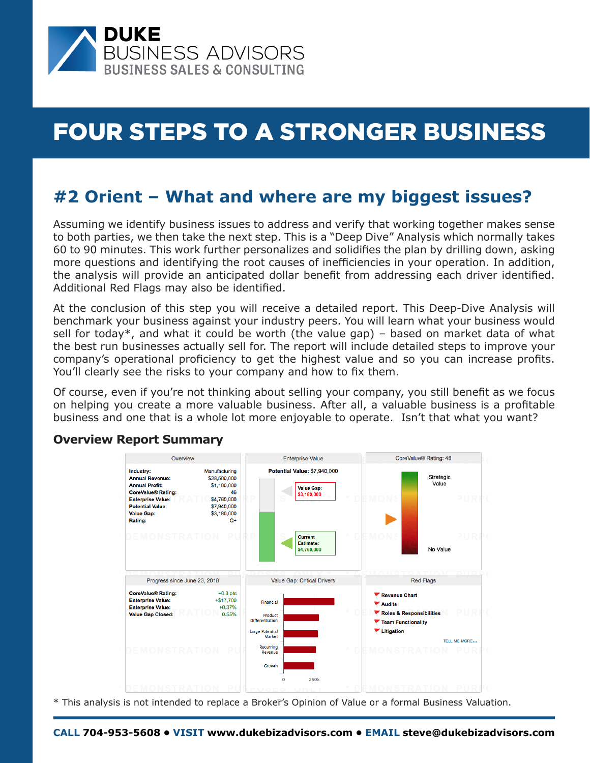# FOUR STEPS TO A STRONGER BUSINESS

## #2 Orient – What and where are my biggest issues?

Assuming we identify business issues to address and verify that working together makes sense to both parties, we then take the next step. This is a "Deep Dive" Analysis which normally takes 60 to 90 minutes. This work further personalizes and solidifies the plan by drilling down, asking more questions and identifying the root causes of inefficiencies in your operation. In addition, the analysis will provide an anticipated dollar benefit from addressing each driver identified. Additional Red Flags may also be identified.

At the conclusion of this step you will receive a detailed report. This Deep-Dive Analysis will benchmark your business against your industry peers. You will learn what your business would sell for today*, and what it could be worth (the value gap) – based on market data of what the best run businesses actually sell for. The report will include detailed steps to improve your company's operational proficiency to get the highest value and so you can increase profits. You'll clearly see the risks to your company and how to fix them.

Of course, even if you're not thinking about selling your company, you still benefit as we focus on helping you create a more valuable business. After all, a valuable business is a profitable business and one that is a whole lot more enjoyable to operate. Isn't that what you want?

### Overview Report Summary

**Overview**

| | |
|---|---|
| **Industry:** | Manufacturing |
| **Annual Revenue:** | $28,500,000 |
| **Annual Profit:** | $1,100,000 |
| **CoreValue® Rating:** | 46 |
| **Enterprise Value:** | $4,760,000 |
| **Potential Value:** | $7,940,000 |
| **Value Gap:** | $3,180,000 |
| **Rating:** | C+ |

**Enterprise Value**

**Potential Value:** $7,940,000

Value Gap: $3,180,000

Current Estimate: $4,760,000

**CoreValue® Rating: 46**

Strategic Value

No Value

**Progress since June 23, 2018**

| | |
|---|---|
| **CoreValue® Rating:** | +0.3 pts |
| **Enterprise Value:** | +$17,700 |
| **Enterprise Value:** | +0.37% |
| **Value Gap Closed:** | 0.55% |

**Value Gap: Critical Drivers**

- Financial
- Product Differentiation
- Large Potential Market
- Recurring Revenue
- Growth

0 250k

**Red Flags**

- Revenue Chart
- Audits
- Roles & Responsibilities
- Team Functionality
- Litigation

TELL ME MORE...

\* This analysis is not intended to replace a Broker's Opinion of Value or a formal Business Valuation.

**CALL** 704-953-5608 • **VISIT** www.dukebizadvisors.com • **EMAIL** steve@dukebizadvisors.com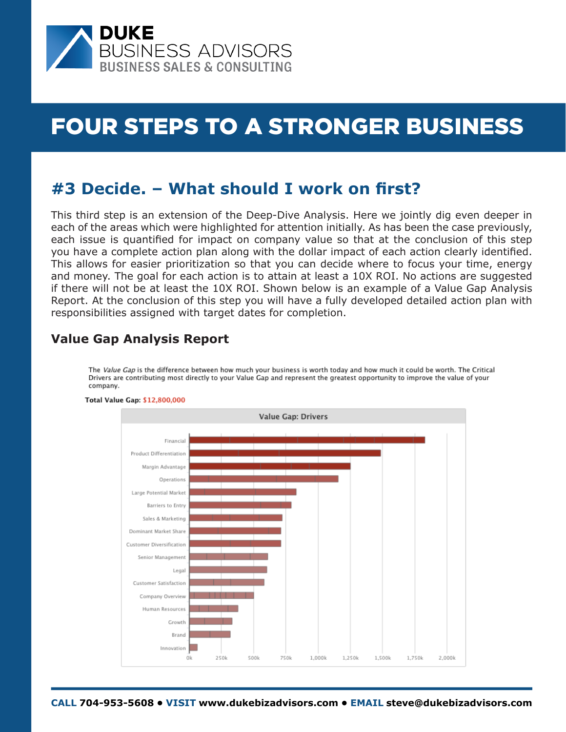# FOUR STEPS TO A STRONGER BUSINESS

## #3 Decide. – What should I work on first?

This third step is an extension of the Deep-Dive Analysis. Here we jointly dig even deeper in each of the areas which were highlighted for attention initially. As has been the case previously, each issue is quantified for impact on company value so that at the conclusion of this step you have a complete action plan along with the dollar impact of each action clearly identified. This allows for easier prioritization so that you can decide where to focus your time, energy and money. The goal for each action is to attain at least a 10X ROI. No actions are suggested if there will not be at least the 10X ROI. Shown below is an example of a Value Gap Analysis Report. At the conclusion of this step you will have a fully developed detailed action plan with responsibilities assigned with target dates for completion.

### Value Gap Analysis Report

The *Value Gap* is the difference between how much your business is worth today and how much it could be worth. The Critical Drivers are contributing most directly to your Value Gap and represent the greatest opportunity to improve the value of your company.

**Total Value Gap:** $12,800,000

**Value Gap: Drivers**

| Driver | Approx. Value Gap |
|---|---|
| Financial | ~1,825k |
| Product Differentiation | ~1,480k |
| Margin Advantage | ~1,250k |
| Operations | ~1,150k |
| Large Potential Market | ~825k |
| Barriers to Entry | ~790k |
| Sales & Marketing | ~720k |
| Dominant Market Share | ~710k |
| Customer Diversification | ~710k |
| Senior Management | ~610k |
| Legal | ~600k |
| Customer Satisfaction | ~580k |
| Company Overview | ~500k |
| Human Resources | ~375k |
| Growth | ~330k |
| Brand | ~320k |
| Innovation | ~60k |

**CALL** 704-953-5608 • **VISIT** www.dukebizadvisors.com • **EMAIL** steve@dukebizadvisors.com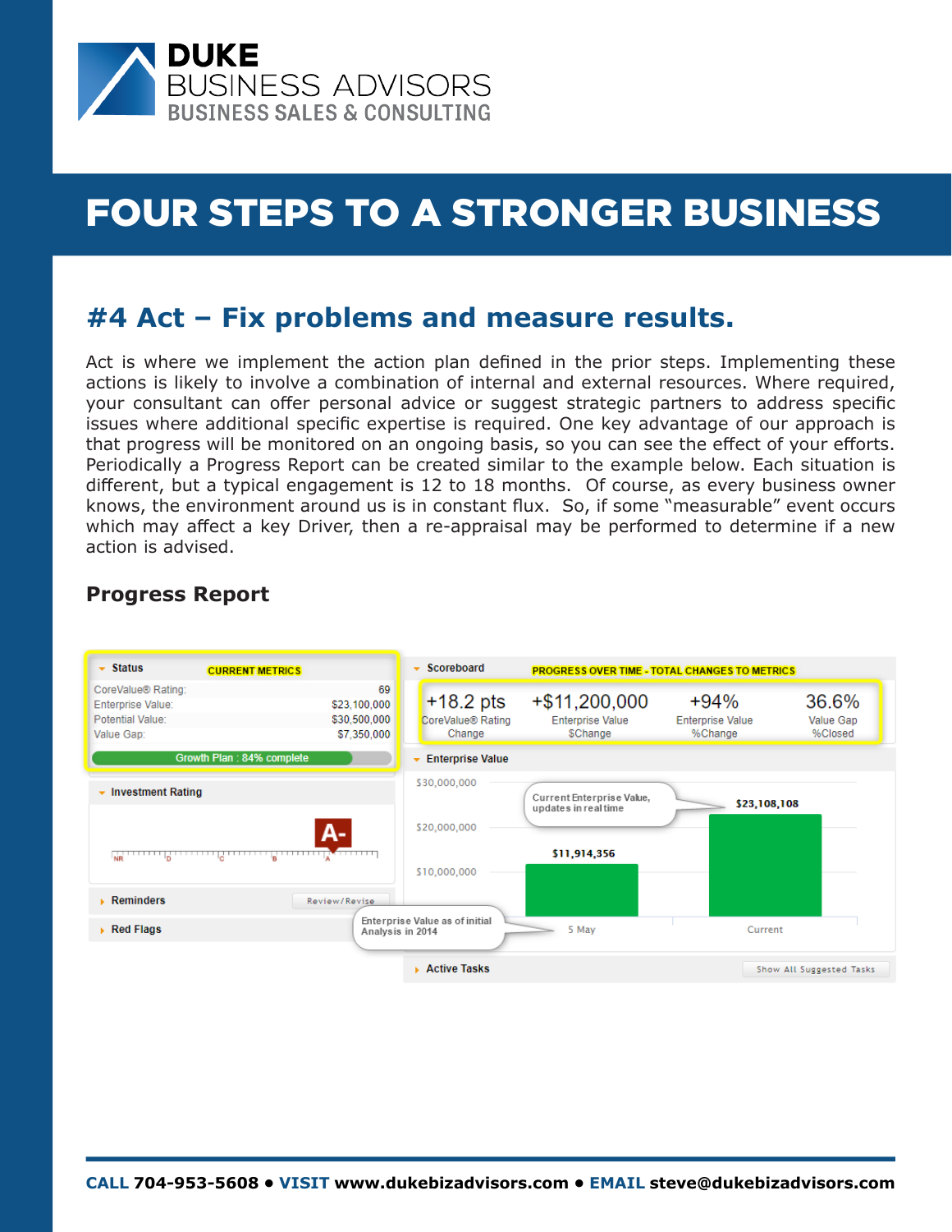# FOUR STEPS TO A STRONGER BUSINESS

## #4 Act – Fix problems and measure results.

Act is where we implement the action plan defined in the prior steps. Implementing these actions is likely to involve a combination of internal and external resources. Where required, your consultant can offer personal advice or suggest strategic partners to address specific issues where additional specific expertise is required. One key advantage of our approach is that progress will be monitored on an ongoing basis, so you can see the effect of your efforts. Periodically a Progress Report can be created similar to the example below. Each situation is different, but a typical engagement is 12 to 18 months. Of course, as every business owner knows, the environment around us is in constant flux. So, if some "measurable" event occurs which may affect a key Driver, then a re-appraisal may be performed to determine if a new action is advised.

### Progress Report

**Status** — CURRENT METRICS

| | |
|---|---|
| CoreValue® Rating: | 69 |
| Enterprise Value: | $23,100,000 |
| Potential Value: | $30,500,000 |
| Value Gap: | $7,350,000 |

Growth Plan : 84% complete

**Scoreboard** — PROGRESS OVER TIME - TOTAL CHANGES TO METRICS

| +18.2 pts | +$11,200,000 | +94% | 36.6% |
|---|---|---|---|
| CoreValue® Rating Change | Enterprise Value $Change | Enterprise Value %Change | Value Gap %Closed |

**Investment Rating**: A-

**Enterprise Value**

- 5 May: $11,914,356 (Enterprise Value as of initial Analysis in 2014)
- Current: $23,108,108 (Current Enterprise Value, updates in real time)

Reminders — Review/Revise

Red Flags

Active Tasks — Show All Suggested Tasks

---

**CALL** 704-953-5608 • **VISIT** www.dukebizadvisors.com • **EMAIL** steve@dukebizadvisors.com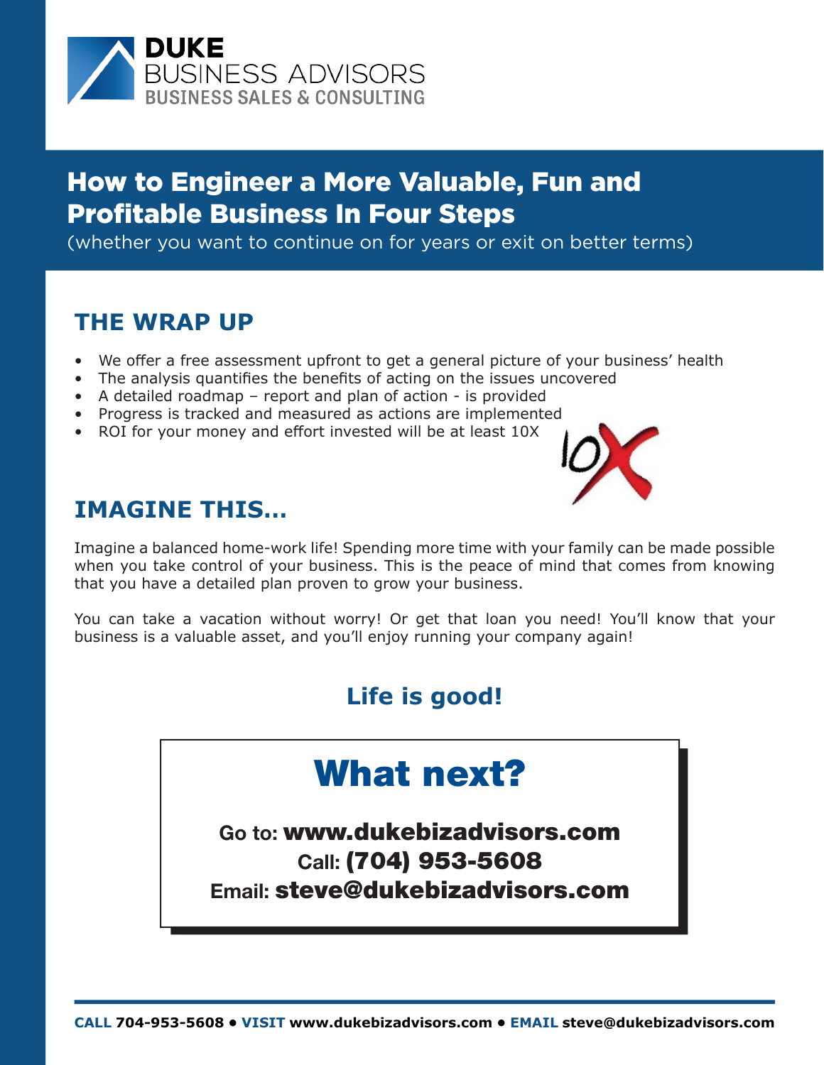**DUKE**
BUSINESS ADVISORS
BUSINESS SALES & CONSULTING

# How to Engineer a More Valuable, Fun and Profitable Business In Four Steps

(whether you want to continue on for years or exit on better terms)

## THE WRAP UP

- We offer a free assessment upfront to get a general picture of your business' health
- The analysis quantifies the benefits of acting on the issues uncovered
- A detailed roadmap – report and plan of action - is provided
- Progress is tracked and measured as actions are implemented
- ROI for your money and effort invested will be at least 10X

10X

## IMAGINE THIS...

Imagine a balanced home-work life! Spending more time with your family can be made possible when you take control of your business. This is the peace of mind that comes from knowing that you have a detailed plan proven to grow your business.

You can take a vacation without worry! Or get that loan you need! You'll know that your business is a valuable asset, and you'll enjoy running your company again!

### Life is good!

## What next?

**Go to: www.dukebizadvisors.com**
**Call: (704) 953-5608**
**Email: steve@dukebizadvisors.com**

**CALL** 704-953-5608 • **VISIT** www.dukebizadvisors.com • **EMAIL** steve@dukebizadvisors.com